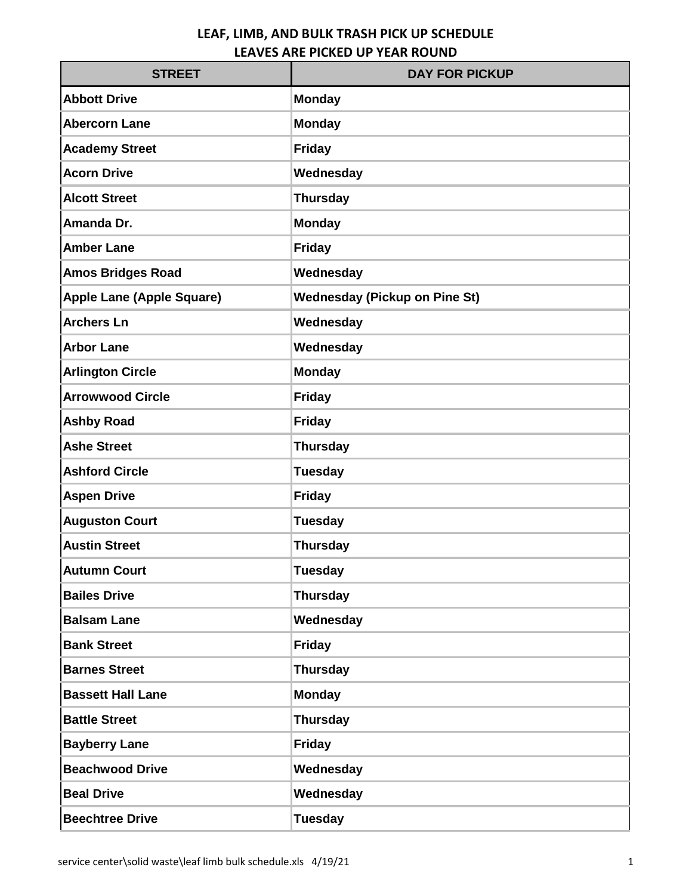# LEAF, LIMB, AND BULK TRASH PICK UP SCHEDULE
## LEAVES ARE PICKED UP YEAR ROUND

| STREET | DAY FOR PICKUP |
| --- | --- |
| Abbott Drive | Monday |
| Abercorn Lane | Monday |
| Academy Street | Friday |
| Acorn Drive | Wednesday |
| Alcott Street | Thursday |
| Amanda Dr. | Monday |
| Amber Lane | Friday |
| Amos Bridges Road | Wednesday |
| Apple Lane (Apple Square) | Wednesday (Pickup on Pine St) |
| Archers Ln | Wednesday |
| Arbor Lane | Wednesday |
| Arlington Circle | Monday |
| Arrowwood Circle | Friday |
| Ashby Road | Friday |
| Ashe Street | Thursday |
| Ashford Circle | Tuesday |
| Aspen Drive | Friday |
| Auguston Court | Tuesday |
| Austin Street | Thursday |
| Autumn Court | Tuesday |
| Bailes Drive | Thursday |
| Balsam Lane | Wednesday |
| Bank Street | Friday |
| Barnes Street | Thursday |
| Bassett Hall Lane | Monday |
| Battle Street | Thursday |
| Bayberry Lane | Friday |
| Beachwood Drive | Wednesday |
| Beal Drive | Wednesday |
| Beechtree Drive | Tuesday |

service center\solid waste\leaf limb bulk schedule.xls 4/19/21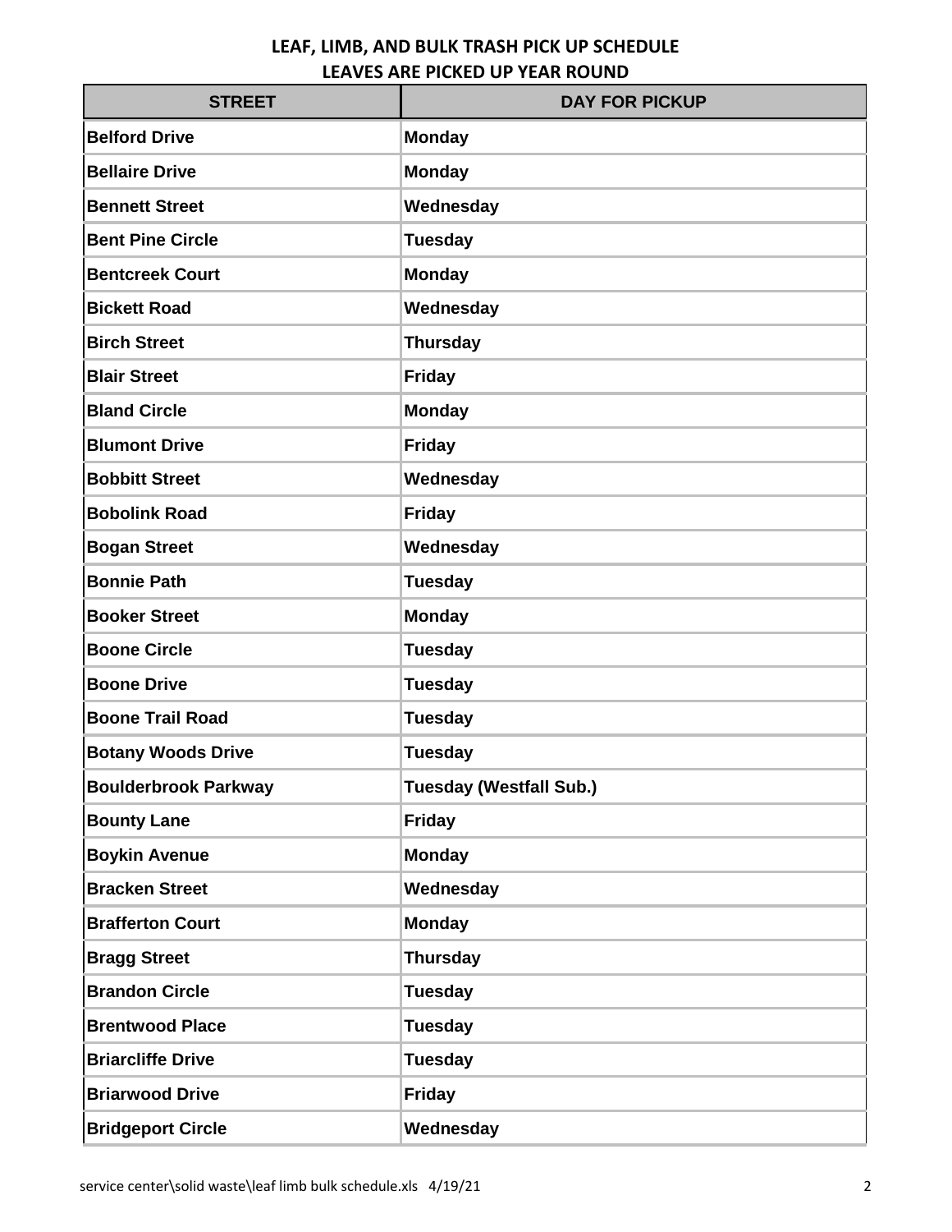# LEAF, LIMB, AND BULK TRASH PICK UP SCHEDULE
## LEAVES ARE PICKED UP YEAR ROUND

| STREET | DAY FOR PICKUP |
| --- | --- |
| Belford Drive | Monday |
| Bellaire Drive | Monday |
| Bennett Street | Wednesday |
| Bent Pine Circle | Tuesday |
| Bentcreek Court | Monday |
| Bickett Road | Wednesday |
| Birch Street | Thursday |
| Blair Street | Friday |
| Bland Circle | Monday |
| Blumont Drive | Friday |
| Bobbitt Street | Wednesday |
| Bobolink Road | Friday |
| Bogan Street | Wednesday |
| Bonnie Path | Tuesday |
| Booker Street | Monday |
| Boone Circle | Tuesday |
| Boone Drive | Tuesday |
| Boone Trail Road | Tuesday |
| Botany Woods Drive | Tuesday |
| Boulderbrook Parkway | Tuesday (Westfall Sub.) |
| Bounty Lane | Friday |
| Boykin Avenue | Monday |
| Bracken Street | Wednesday |
| Brafferton Court | Monday |
| Bragg Street | Thursday |
| Brandon Circle | Tuesday |
| Brentwood Place | Tuesday |
| Briarcliffe Drive | Tuesday |
| Briarwood Drive | Friday |
| Bridgeport Circle | Wednesday |

service center\solid waste\leaf limb bulk schedule.xls 4/19/21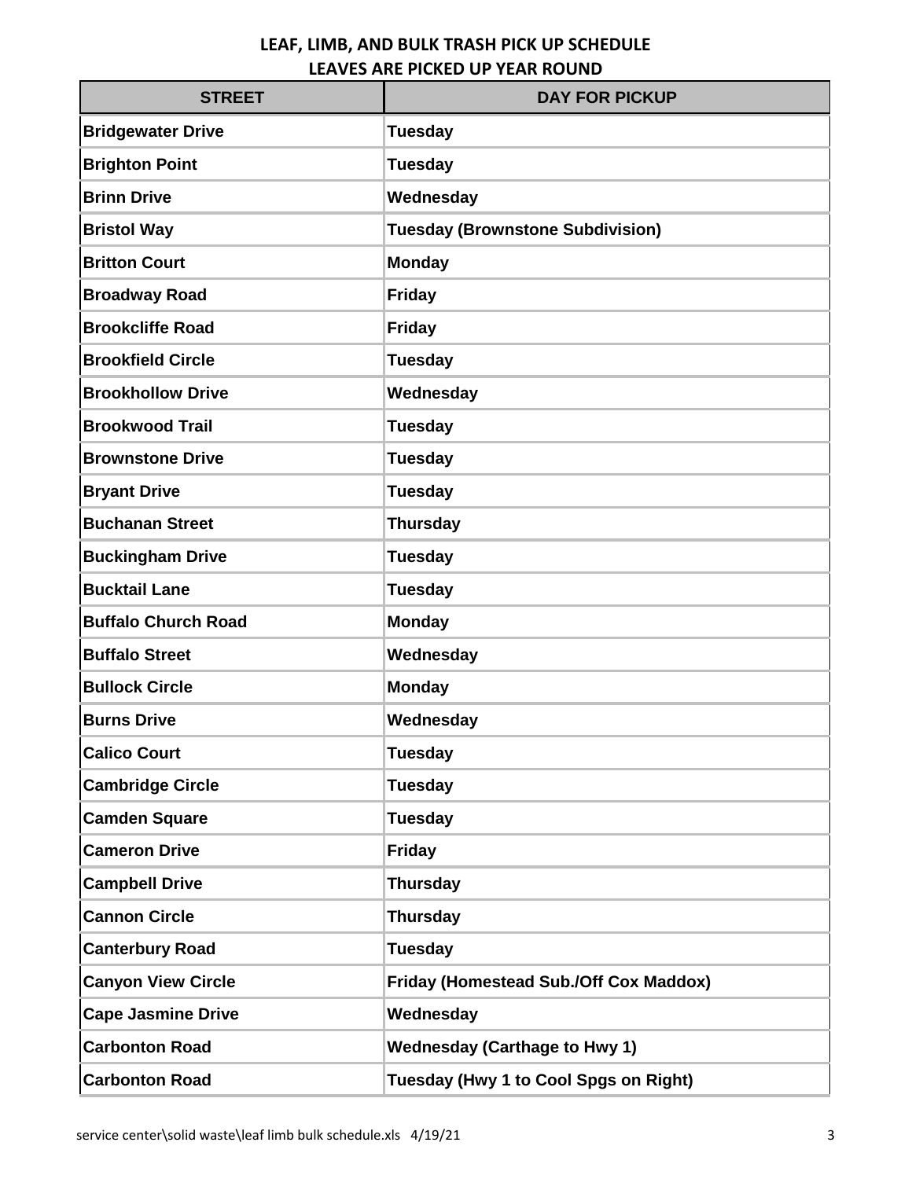## LEAF, LIMB, AND BULK TRASH PICK UP SCHEDULE
## LEAVES ARE PICKED UP YEAR ROUND

| STREET | DAY FOR PICKUP |
|---|---|
| Bridgewater Drive | Tuesday |
| Brighton Point | Tuesday |
| Brinn Drive | Wednesday |
| Bristol Way | Tuesday (Brownstone Subdivision) |
| Britton Court | Monday |
| Broadway Road | Friday |
| Brookcliffe Road | Friday |
| Brookfield Circle | Tuesday |
| Brookhollow Drive | Wednesday |
| Brookwood Trail | Tuesday |
| Brownstone Drive | Tuesday |
| Bryant Drive | Tuesday |
| Buchanan Street | Thursday |
| Buckingham Drive | Tuesday |
| Bucktail Lane | Tuesday |
| Buffalo Church Road | Monday |
| Buffalo Street | Wednesday |
| Bullock Circle | Monday |
| Burns Drive | Wednesday |
| Calico Court | Tuesday |
| Cambridge Circle | Tuesday |
| Camden Square | Tuesday |
| Cameron Drive | Friday |
| Campbell Drive | Thursday |
| Cannon Circle | Thursday |
| Canterbury Road | Tuesday |
| Canyon View Circle | Friday (Homestead Sub./Off Cox Maddox) |
| Cape Jasmine Drive | Wednesday |
| Carbonton Road | Wednesday (Carthage to Hwy 1) |
| Carbonton Road | Tuesday (Hwy 1 to Cool Spgs on Right) |

service center\solid waste\leaf limb bulk schedule.xls 4/19/21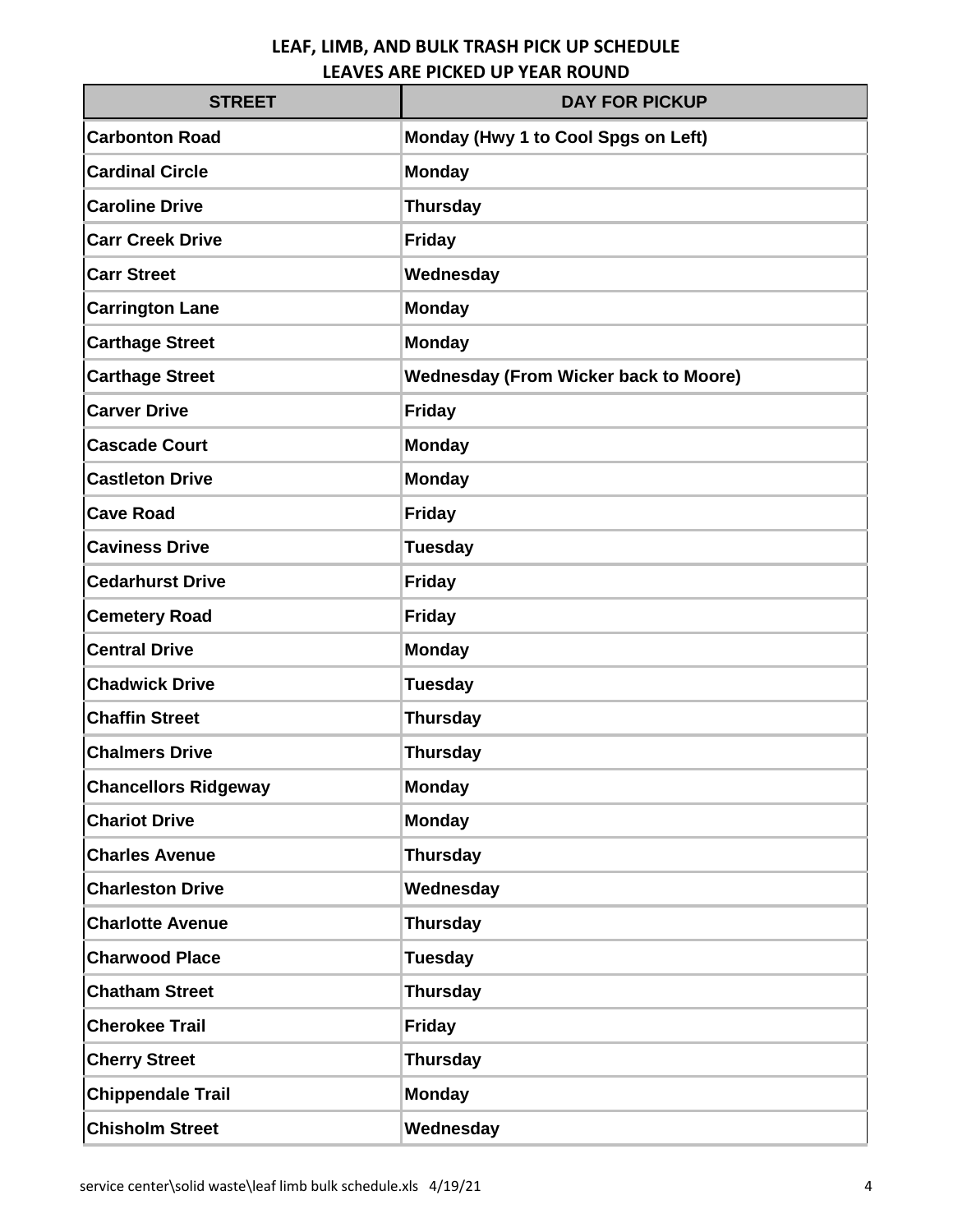## LEAF, LIMB, AND BULK TRASH PICK UP SCHEDULE
## LEAVES ARE PICKED UP YEAR ROUND

| STREET | DAY FOR PICKUP |
|---|---|
| Carbonton Road | Monday (Hwy 1 to Cool Spgs on Left) |
| Cardinal Circle | Monday |
| Caroline Drive | Thursday |
| Carr Creek Drive | Friday |
| Carr Street | Wednesday |
| Carrington Lane | Monday |
| Carthage Street | Monday |
| Carthage Street | Wednesday (From Wicker back to Moore) |
| Carver Drive | Friday |
| Cascade Court | Monday |
| Castleton Drive | Monday |
| Cave Road | Friday |
| Caviness Drive | Tuesday |
| Cedarhurst Drive | Friday |
| Cemetery Road | Friday |
| Central Drive | Monday |
| Chadwick Drive | Tuesday |
| Chaffin Street | Thursday |
| Chalmers Drive | Thursday |
| Chancellors Ridgeway | Monday |
| Chariot Drive | Monday |
| Charles Avenue | Thursday |
| Charleston Drive | Wednesday |
| Charlotte Avenue | Thursday |
| Charwood Place | Tuesday |
| Chatham Street | Thursday |
| Cherokee Trail | Friday |
| Cherry Street | Thursday |
| Chippendale Trail | Monday |
| Chisholm Street | Wednesday |

service center\solid waste\leaf limb bulk schedule.xls 4/19/21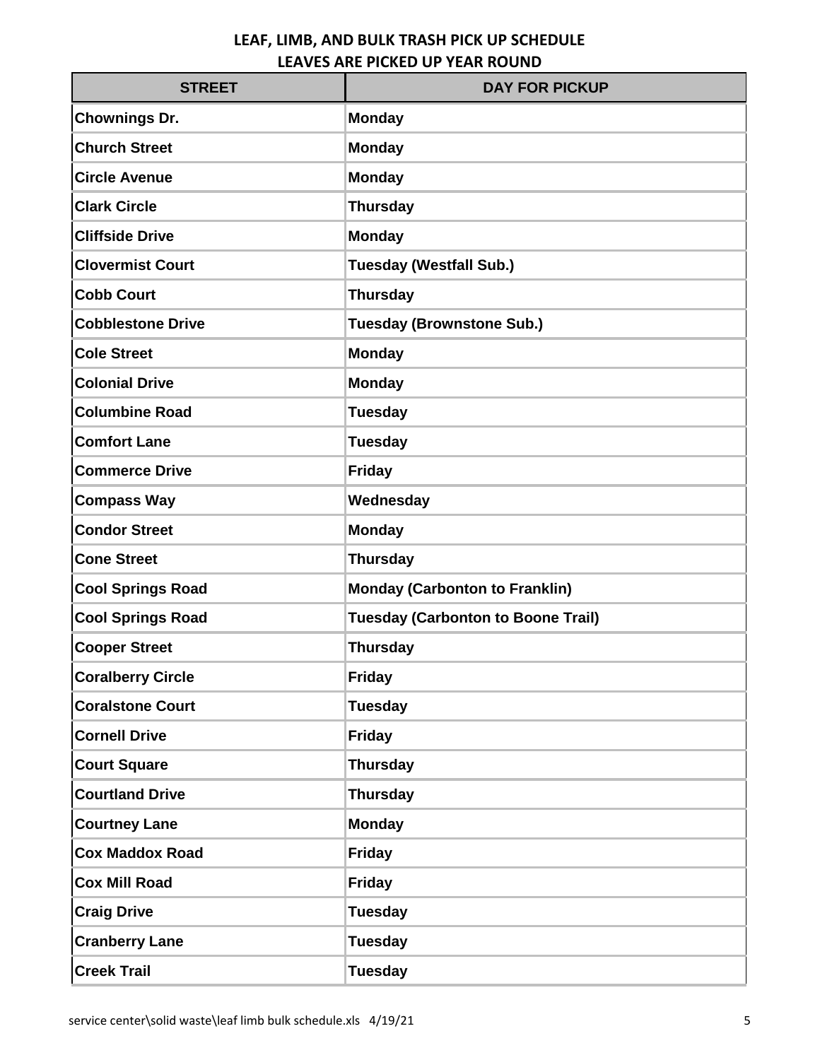## LEAF, LIMB, AND BULK TRASH PICK UP SCHEDULE
## LEAVES ARE PICKED UP YEAR ROUND

| STREET | DAY FOR PICKUP |
|---|---|
| Chownings Dr. | Monday |
| Church Street | Monday |
| Circle Avenue | Monday |
| Clark Circle | Thursday |
| Cliffside Drive | Monday |
| Clovermist Court | Tuesday (Westfall Sub.) |
| Cobb Court | Thursday |
| Cobblestone Drive | Tuesday (Brownstone Sub.) |
| Cole Street | Monday |
| Colonial Drive | Monday |
| Columbine Road | Tuesday |
| Comfort Lane | Tuesday |
| Commerce Drive | Friday |
| Compass Way | Wednesday |
| Condor Street | Monday |
| Cone Street | Thursday |
| Cool Springs Road | Monday (Carbonton to Franklin) |
| Cool Springs Road | Tuesday (Carbonton to Boone Trail) |
| Cooper Street | Thursday |
| Coralberry Circle | Friday |
| Coralstone Court | Tuesday |
| Cornell Drive | Friday |
| Court Square | Thursday |
| Courtland Drive | Thursday |
| Courtney Lane | Monday |
| Cox Maddox Road | Friday |
| Cox Mill Road | Friday |
| Craig Drive | Tuesday |
| Cranberry Lane | Tuesday |
| Creek Trail | Tuesday |

service center\solid waste\leaf limb bulk schedule.xls 4/19/21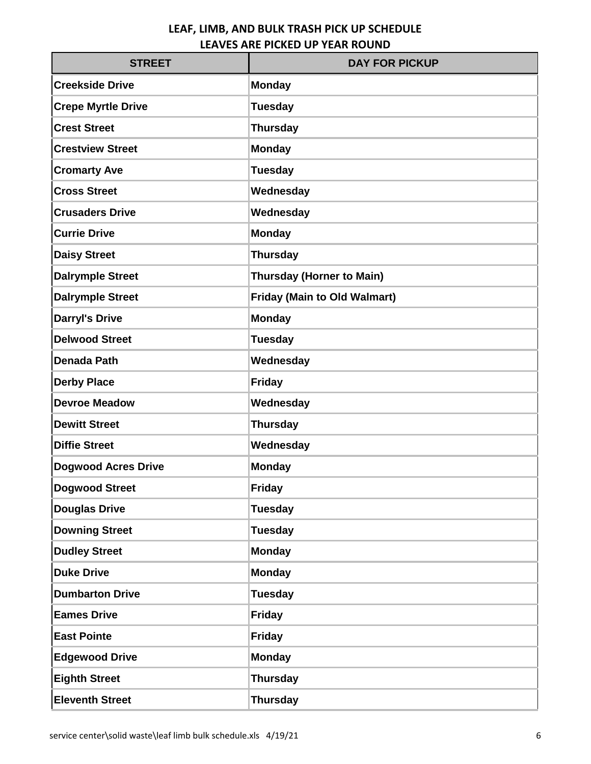**LEAF, LIMB, AND BULK TRASH PICK UP SCHEDULE**
**LEAVES ARE PICKED UP YEAR ROUND**

| STREET | DAY FOR PICKUP |
|---|---|
| Creekside Drive | Monday |
| Crepe Myrtle Drive | Tuesday |
| Crest Street | Thursday |
| Crestview Street | Monday |
| Cromarty Ave | Tuesday |
| Cross Street | Wednesday |
| Crusaders Drive | Wednesday |
| Currie Drive | Monday |
| Daisy Street | Thursday |
| Dalrymple Street | Thursday (Horner to Main) |
| Dalrymple Street | Friday (Main to Old Walmart) |
| Darryl's Drive | Monday |
| Delwood Street | Tuesday |
| Denada Path | Wednesday |
| Derby Place | Friday |
| Devroe Meadow | Wednesday |
| Dewitt Street | Thursday |
| Diffie Street | Wednesday |
| Dogwood Acres Drive | Monday |
| Dogwood Street | Friday |
| Douglas Drive | Tuesday |
| Downing Street | Tuesday |
| Dudley Street | Monday |
| Duke Drive | Monday |
| Dumbarton Drive | Tuesday |
| Eames Drive | Friday |
| East Pointe | Friday |
| Edgewood Drive | Monday |
| Eighth Street | Thursday |
| Eleventh Street | Thursday |

service center\solid waste\leaf limb bulk schedule.xls 4/19/21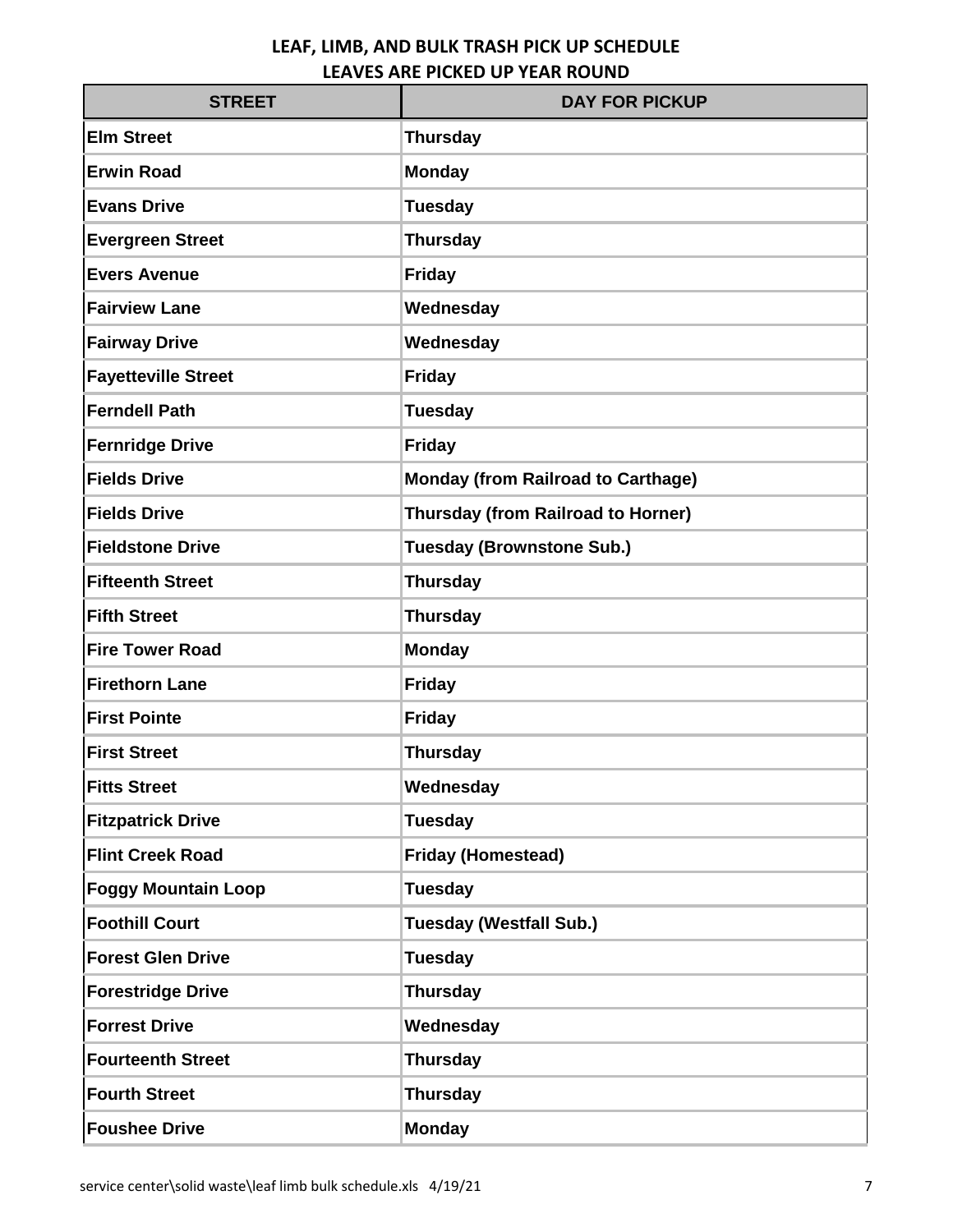# LEAF, LIMB, AND BULK TRASH PICK UP SCHEDULE

## LEAVES ARE PICKED UP YEAR ROUND

| STREET | DAY FOR PICKUP |
| --- | --- |
| Elm Street | Thursday |
| Erwin Road | Monday |
| Evans Drive | Tuesday |
| Evergreen Street | Thursday |
| Evers Avenue | Friday |
| Fairview Lane | Wednesday |
| Fairway Drive | Wednesday |
| Fayetteville Street | Friday |
| Ferndell Path | Tuesday |
| Fernridge Drive | Friday |
| Fields Drive | Monday (from Railroad to Carthage) |
| Fields Drive | Thursday (from Railroad to Horner) |
| Fieldstone Drive | Tuesday (Brownstone Sub.) |
| Fifteenth Street | Thursday |
| Fifth Street | Thursday |
| Fire Tower Road | Monday |
| Firethorn Lane | Friday |
| First Pointe | Friday |
| First Street | Thursday |
| Fitts Street | Wednesday |
| Fitzpatrick Drive | Tuesday |
| Flint Creek Road | Friday (Homestead) |
| Foggy Mountain Loop | Tuesday |
| Foothill Court | Tuesday (Westfall Sub.) |
| Forest Glen Drive | Tuesday |
| Forestridge Drive | Thursday |
| Forrest Drive | Wednesday |
| Fourteenth Street | Thursday |
| Fourth Street | Thursday |
| Foushee Drive | Monday |

service center\solid waste\leaf limb bulk schedule.xls 4/19/21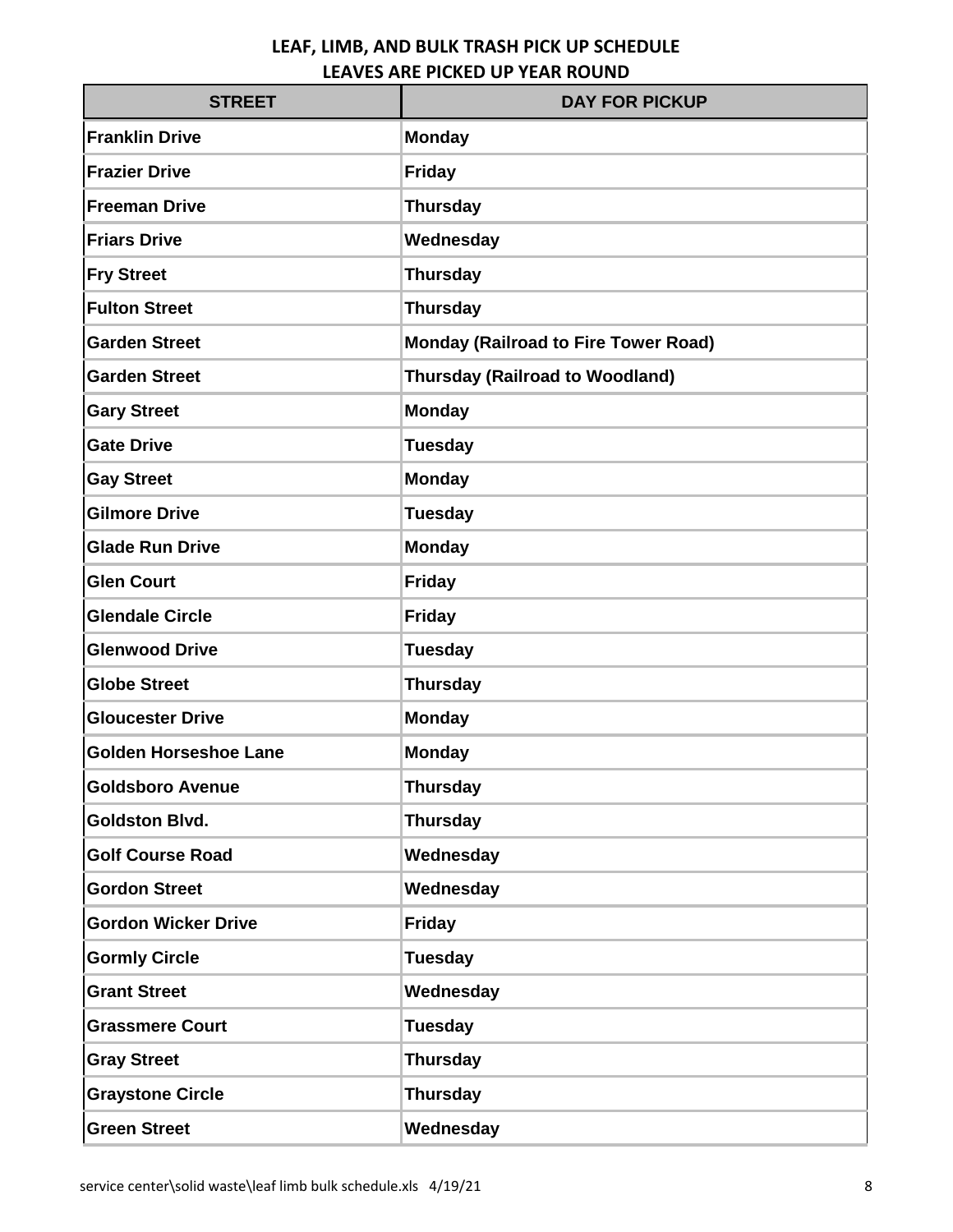## LEAF, LIMB, AND BULK TRASH PICK UP SCHEDULE
## LEAVES ARE PICKED UP YEAR ROUND

| STREET | DAY FOR PICKUP |
|---|---|
| Franklin Drive | Monday |
| Frazier Drive | Friday |
| Freeman Drive | Thursday |
| Friars Drive | Wednesday |
| Fry Street | Thursday |
| Fulton Street | Thursday |
| Garden Street | Monday (Railroad to Fire Tower Road) |
| Garden Street | Thursday (Railroad to Woodland) |
| Gary Street | Monday |
| Gate Drive | Tuesday |
| Gay Street | Monday |
| Gilmore Drive | Tuesday |
| Glade Run Drive | Monday |
| Glen Court | Friday |
| Glendale Circle | Friday |
| Glenwood Drive | Tuesday |
| Globe Street | Thursday |
| Gloucester Drive | Monday |
| Golden Horseshoe Lane | Monday |
| Goldsboro Avenue | Thursday |
| Goldston Blvd. | Thursday |
| Golf Course Road | Wednesday |
| Gordon Street | Wednesday |
| Gordon Wicker Drive | Friday |
| Gormly Circle | Tuesday |
| Grant Street | Wednesday |
| Grassmere Court | Tuesday |
| Gray Street | Thursday |
| Graystone Circle | Thursday |
| Green Street | Wednesday |

service center\solid waste\leaf limb bulk schedule.xls 4/19/21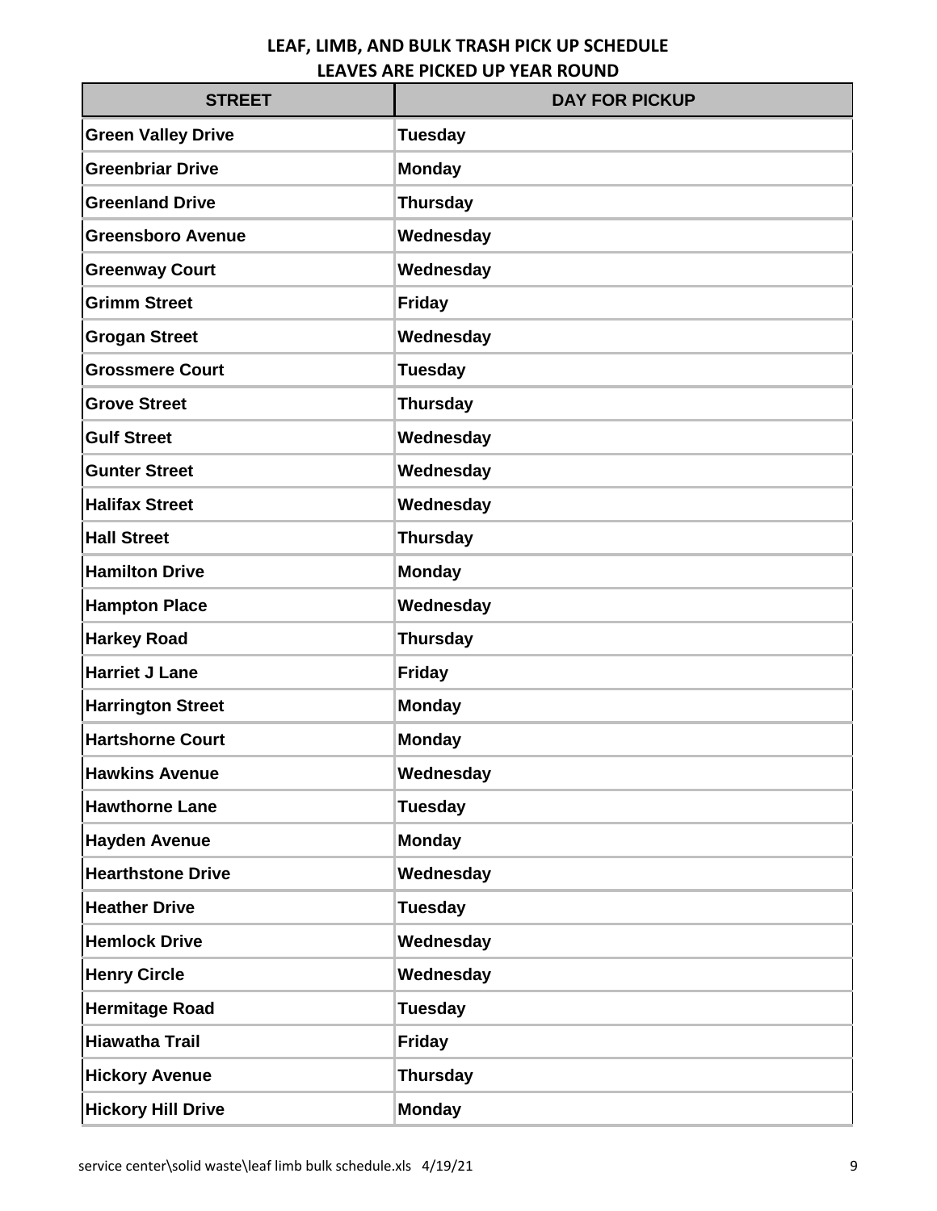# LEAF, LIMB, AND BULK TRASH PICK UP SCHEDULE
## LEAVES ARE PICKED UP YEAR ROUND

| STREET | DAY FOR PICKUP |
| --- | --- |
| Green Valley Drive | Tuesday |
| Greenbriar Drive | Monday |
| Greenland Drive | Thursday |
| Greensboro Avenue | Wednesday |
| Greenway Court | Wednesday |
| Grimm Street | Friday |
| Grogan Street | Wednesday |
| Grossmere Court | Tuesday |
| Grove Street | Thursday |
| Gulf Street | Wednesday |
| Gunter Street | Wednesday |
| Halifax Street | Wednesday |
| Hall Street | Thursday |
| Hamilton Drive | Monday |
| Hampton Place | Wednesday |
| Harkey Road | Thursday |
| Harriet J Lane | Friday |
| Harrington Street | Monday |
| Hartshorne Court | Monday |
| Hawkins Avenue | Wednesday |
| Hawthorne Lane | Tuesday |
| Hayden Avenue | Monday |
| Hearthstone Drive | Wednesday |
| Heather Drive | Tuesday |
| Hemlock Drive | Wednesday |
| Henry Circle | Wednesday |
| Hermitage Road | Tuesday |
| Hiawatha Trail | Friday |
| Hickory Avenue | Thursday |
| Hickory Hill Drive | Monday |

service center\solid waste\leaf limb bulk schedule.xls 4/19/21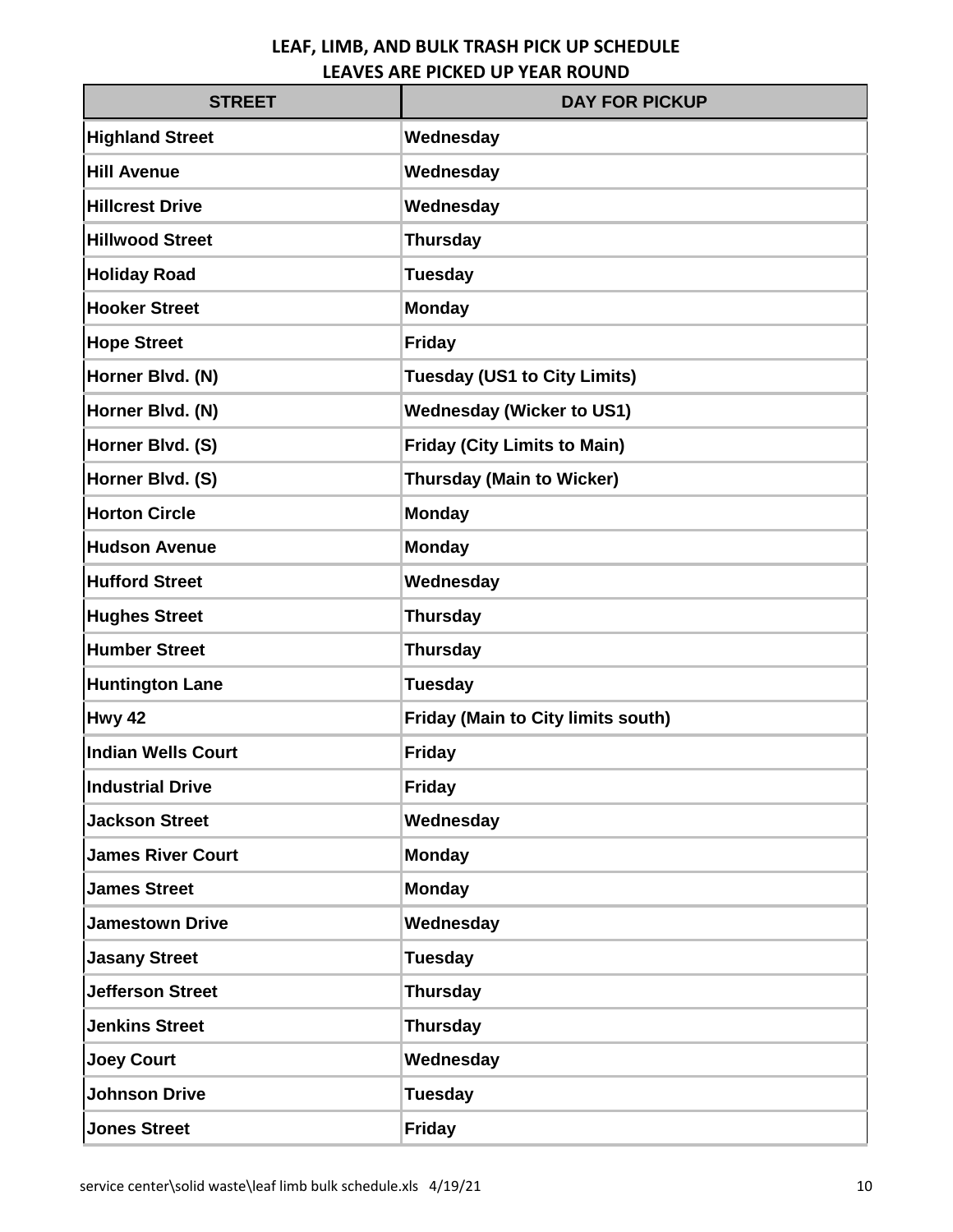## LEAF, LIMB, AND BULK TRASH PICK UP SCHEDULE
## LEAVES ARE PICKED UP YEAR ROUND

| STREET | DAY FOR PICKUP |
|---|---|
| Highland Street | Wednesday |
| Hill Avenue | Wednesday |
| Hillcrest Drive | Wednesday |
| Hillwood Street | Thursday |
| Holiday Road | Tuesday |
| Hooker Street | Monday |
| Hope Street | Friday |
| Horner Blvd. (N) | Tuesday (US1 to City Limits) |
| Horner Blvd. (N) | Wednesday (Wicker to US1) |
| Horner Blvd. (S) | Friday (City Limits to Main) |
| Horner Blvd. (S) | Thursday (Main to Wicker) |
| Horton Circle | Monday |
| Hudson Avenue | Monday |
| Hufford Street | Wednesday |
| Hughes Street | Thursday |
| Humber Street | Thursday |
| Huntington Lane | Tuesday |
| Hwy 42 | Friday (Main to City limits south) |
| Indian Wells Court | Friday |
| Industrial Drive | Friday |
| Jackson Street | Wednesday |
| James River Court | Monday |
| James Street | Monday |
| Jamestown Drive | Wednesday |
| Jasany Street | Tuesday |
| Jefferson Street | Thursday |
| Jenkins Street | Thursday |
| Joey Court | Wednesday |
| Johnson Drive | Tuesday |
| Jones Street | Friday |

service center\solid waste\leaf limb bulk schedule.xls 4/19/21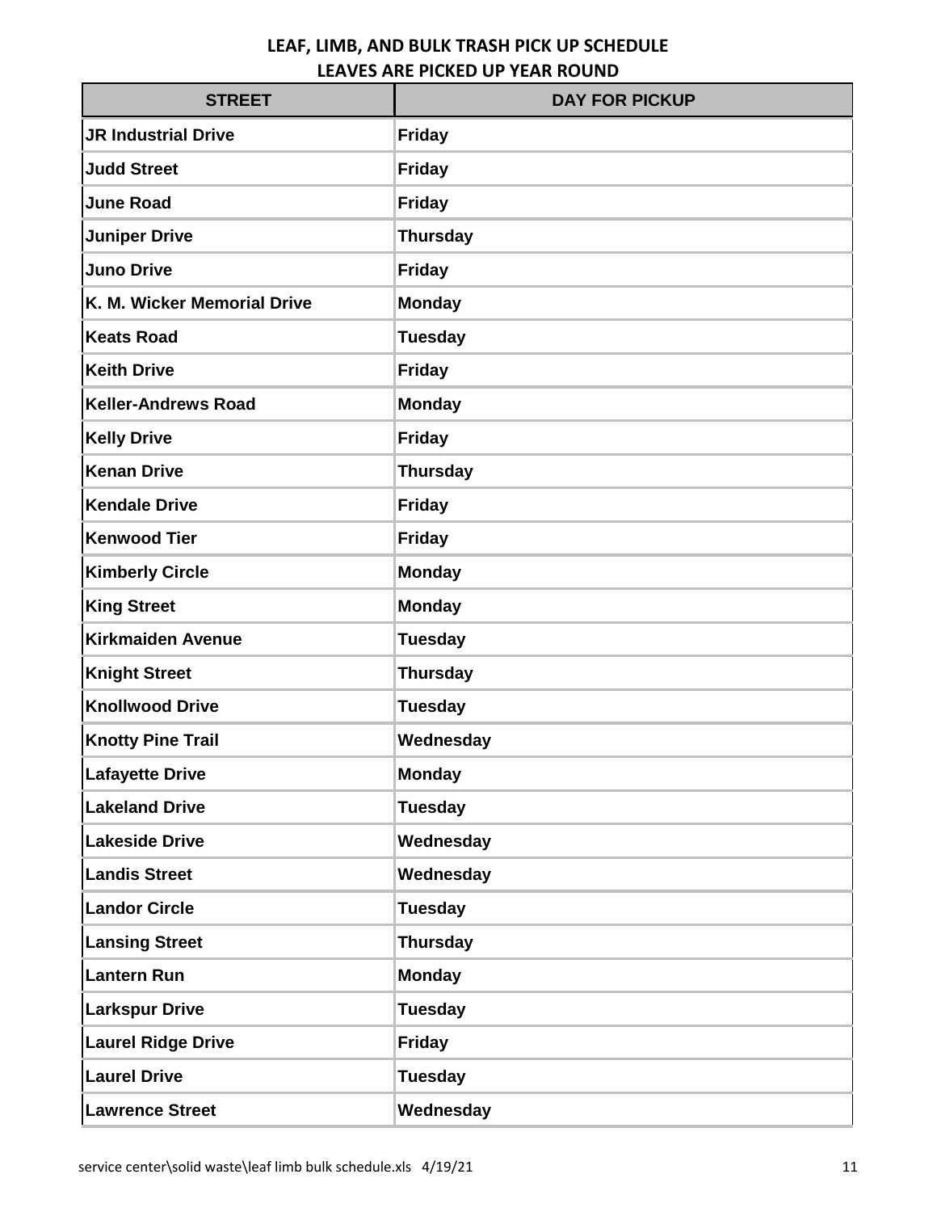## LEAF, LIMB, AND BULK TRASH PICK UP SCHEDULE
## LEAVES ARE PICKED UP YEAR ROUND

| STREET | DAY FOR PICKUP |
|---|---|
| JR Industrial Drive | Friday |
| Judd Street | Friday |
| June Road | Friday |
| Juniper Drive | Thursday |
| Juno Drive | Friday |
| K. M. Wicker Memorial Drive | Monday |
| Keats Road | Tuesday |
| Keith Drive | Friday |
| Keller-Andrews Road | Monday |
| Kelly Drive | Friday |
| Kenan Drive | Thursday |
| Kendale Drive | Friday |
| Kenwood Tier | Friday |
| Kimberly Circle | Monday |
| King Street | Monday |
| Kirkmaiden Avenue | Tuesday |
| Knight Street | Thursday |
| Knollwood Drive | Tuesday |
| Knotty Pine Trail | Wednesday |
| Lafayette Drive | Monday |
| Lakeland Drive | Tuesday |
| Lakeside Drive | Wednesday |
| Landis Street | Wednesday |
| Landor Circle | Tuesday |
| Lansing Street | Thursday |
| Lantern Run | Monday |
| Larkspur Drive | Tuesday |
| Laurel Ridge Drive | Friday |
| Laurel Drive | Tuesday |
| Lawrence Street | Wednesday |

service center\solid waste\leaf limb bulk schedule.xls 4/19/21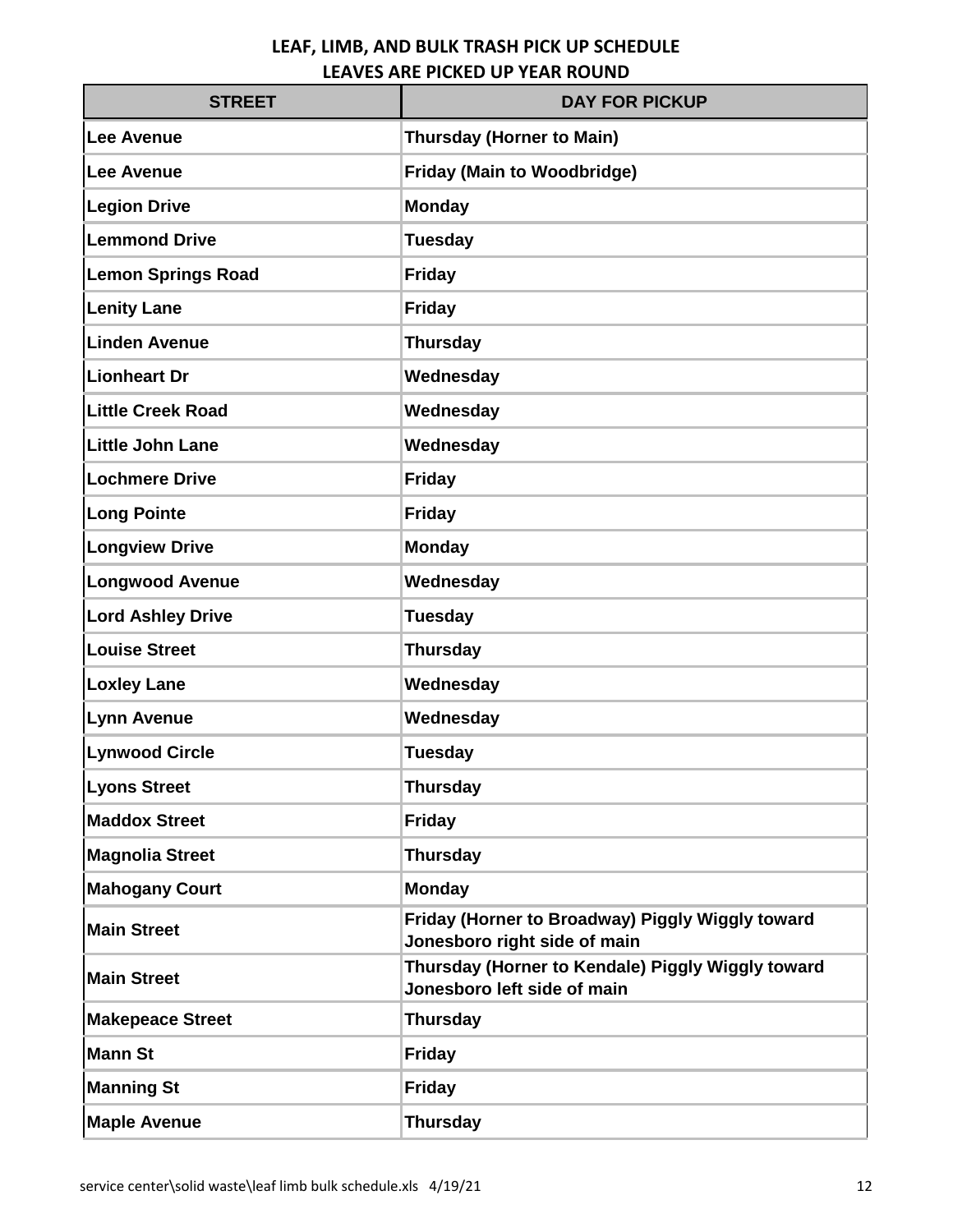# LEAF, LIMB, AND BULK TRASH PICK UP SCHEDULE

## LEAVES ARE PICKED UP YEAR ROUND

| STREET | DAY FOR PICKUP |
|---|---|
| Lee Avenue | Thursday (Horner to Main) |
| Lee Avenue | Friday (Main to Woodbridge) |
| Legion Drive | Monday |
| Lemmond Drive | Tuesday |
| Lemon Springs Road | Friday |
| Lenity Lane | Friday |
| Linden Avenue | Thursday |
| Lionheart Dr | Wednesday |
| Little Creek Road | Wednesday |
| Little John Lane | Wednesday |
| Lochmere Drive | Friday |
| Long Pointe | Friday |
| Longview Drive | Monday |
| Longwood Avenue | Wednesday |
| Lord Ashley Drive | Tuesday |
| Louise Street | Thursday |
| Loxley Lane | Wednesday |
| Lynn Avenue | Wednesday |
| Lynwood Circle | Tuesday |
| Lyons Street | Thursday |
| Maddox Street | Friday |
| Magnolia Street | Thursday |
| Mahogany Court | Monday |
| Main Street | Friday (Horner to Broadway) Piggly Wiggly toward Jonesboro right side of main |
| Main Street | Thursday (Horner to Kendale) Piggly Wiggly toward Jonesboro left side of main |
| Makepeace Street | Thursday |
| Mann St | Friday |
| Manning St | Friday |
| Maple Avenue | Thursday |

service center\solid waste\leaf limb bulk schedule.xls 4/19/21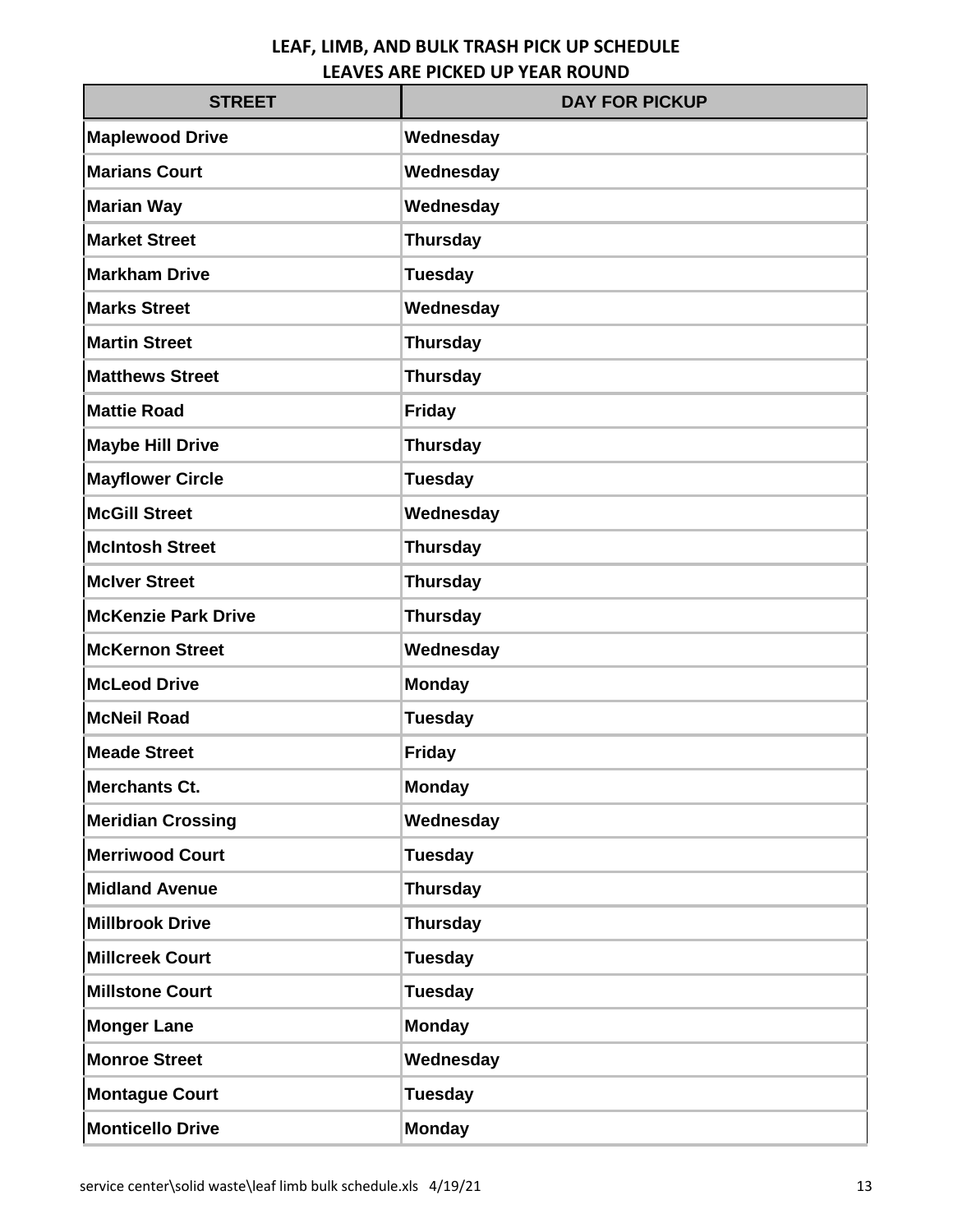# LEAF, LIMB, AND BULK TRASH PICK UP SCHEDULE
## LEAVES ARE PICKED UP YEAR ROUND

| STREET | DAY FOR PICKUP |
|---|---|
| Maplewood Drive | Wednesday |
| Marians Court | Wednesday |
| Marian Way | Wednesday |
| Market Street | Thursday |
| Markham Drive | Tuesday |
| Marks Street | Wednesday |
| Martin Street | Thursday |
| Matthews Street | Thursday |
| Mattie Road | Friday |
| Maybe Hill Drive | Thursday |
| Mayflower Circle | Tuesday |
| McGill Street | Wednesday |
| McIntosh Street | Thursday |
| McIver Street | Thursday |
| McKenzie Park Drive | Thursday |
| McKernon Street | Wednesday |
| McLeod Drive | Monday |
| McNeil Road | Tuesday |
| Meade Street | Friday |
| Merchants Ct. | Monday |
| Meridian Crossing | Wednesday |
| Merriwood Court | Tuesday |
| Midland Avenue | Thursday |
| Millbrook Drive | Thursday |
| Millcreek Court | Tuesday |
| Millstone Court | Tuesday |
| Monger Lane | Monday |
| Monroe Street | Wednesday |
| Montague Court | Tuesday |
| Monticello Drive | Monday |

service center\solid waste\leaf limb bulk schedule.xls 4/19/21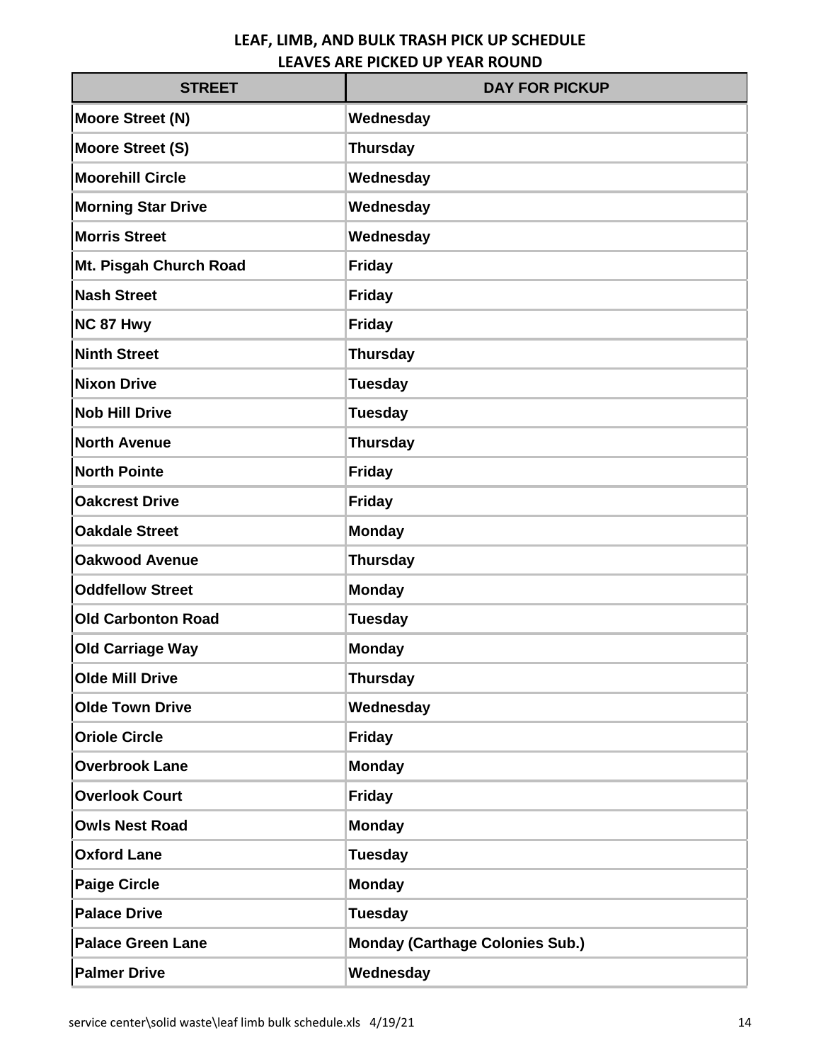# LEAF, LIMB, AND BULK TRASH PICK UP SCHEDULE
## LEAVES ARE PICKED UP YEAR ROUND

| STREET | DAY FOR PICKUP |
|---|---|
| Moore Street (N) | Wednesday |
| Moore Street (S) | Thursday |
| Moorehill Circle | Wednesday |
| Morning Star Drive | Wednesday |
| Morris Street | Wednesday |
| Mt. Pisgah Church Road | Friday |
| Nash Street | Friday |
| NC 87 Hwy | Friday |
| Ninth Street | Thursday |
| Nixon Drive | Tuesday |
| Nob Hill Drive | Tuesday |
| North Avenue | Thursday |
| North Pointe | Friday |
| Oakcrest Drive | Friday |
| Oakdale Street | Monday |
| Oakwood Avenue | Thursday |
| Oddfellow Street | Monday |
| Old Carbonton Road | Tuesday |
| Old Carriage Way | Monday |
| Olde Mill Drive | Thursday |
| Olde Town Drive | Wednesday |
| Oriole Circle | Friday |
| Overbrook Lane | Monday |
| Overlook Court | Friday |
| Owls Nest Road | Monday |
| Oxford Lane | Tuesday |
| Paige Circle | Monday |
| Palace Drive | Tuesday |
| Palace Green Lane | Monday (Carthage Colonies Sub.) |
| Palmer Drive | Wednesday |

service center\solid waste\leaf limb bulk schedule.xls 4/19/21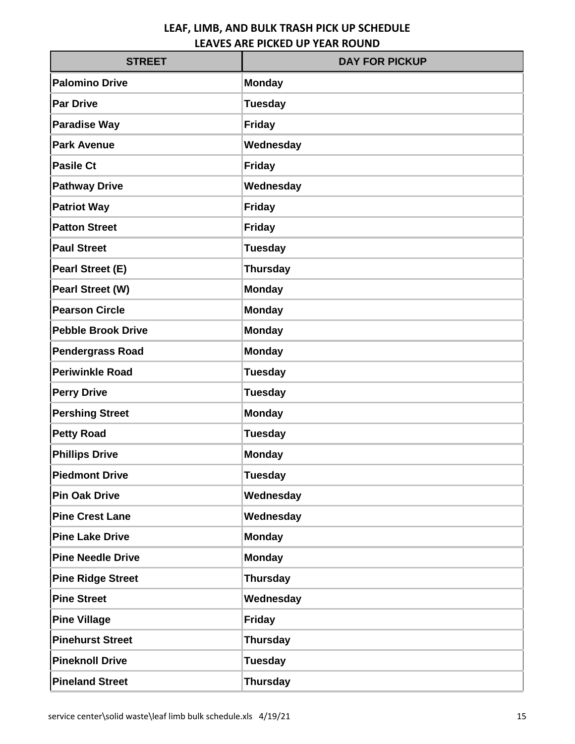# LEAF, LIMB, AND BULK TRASH PICK UP SCHEDULE
## LEAVES ARE PICKED UP YEAR ROUND

| STREET | DAY FOR PICKUP |
|---|---|
| Palomino Drive | Monday |
| Par Drive | Tuesday |
| Paradise Way | Friday |
| Park Avenue | Wednesday |
| Pasile Ct | Friday |
| Pathway Drive | Wednesday |
| Patriot Way | Friday |
| Patton Street | Friday |
| Paul Street | Tuesday |
| Pearl Street (E) | Thursday |
| Pearl Street (W) | Monday |
| Pearson Circle | Monday |
| Pebble Brook Drive | Monday |
| Pendergrass Road | Monday |
| Periwinkle Road | Tuesday |
| Perry Drive | Tuesday |
| Pershing Street | Monday |
| Petty Road | Tuesday |
| Phillips Drive | Monday |
| Piedmont Drive | Tuesday |
| Pin Oak Drive | Wednesday |
| Pine Crest Lane | Wednesday |
| Pine Lake Drive | Monday |
| Pine Needle Drive | Monday |
| Pine Ridge Street | Thursday |
| Pine Street | Wednesday |
| Pine Village | Friday |
| Pinehurst Street | Thursday |
| Pineknoll Drive | Tuesday |
| Pineland Street | Thursday |

service center\solid waste\leaf limb bulk schedule.xls 4/19/21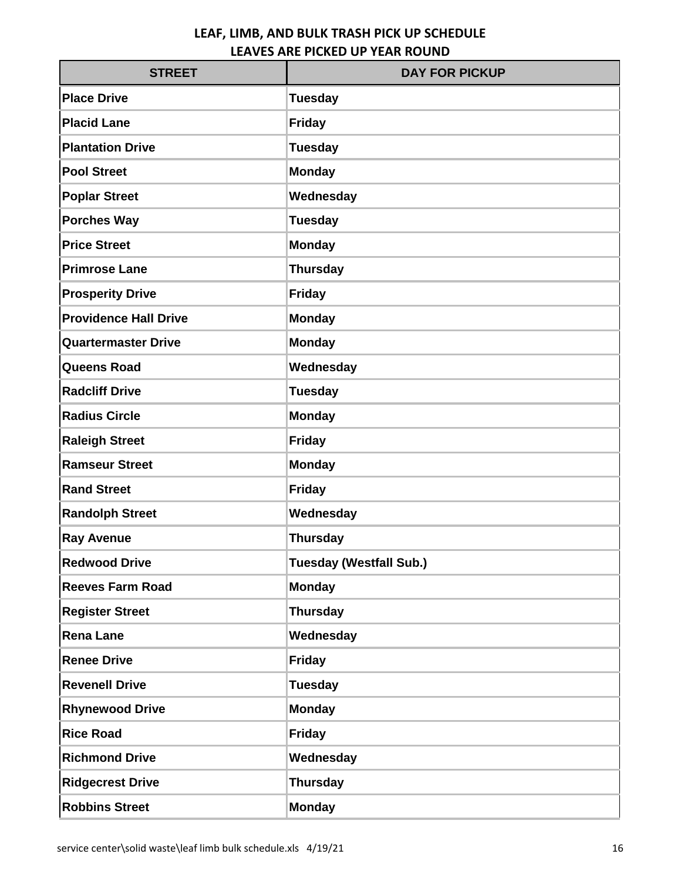## LEAF, LIMB, AND BULK TRASH PICK UP SCHEDULE
## LEAVES ARE PICKED UP YEAR ROUND

| STREET | DAY FOR PICKUP |
|---|---|
| Place Drive | Tuesday |
| Placid Lane | Friday |
| Plantation Drive | Tuesday |
| Pool Street | Monday |
| Poplar Street | Wednesday |
| Porches Way | Tuesday |
| Price Street | Monday |
| Primrose Lane | Thursday |
| Prosperity Drive | Friday |
| Providence Hall Drive | Monday |
| Quartermaster Drive | Monday |
| Queens Road | Wednesday |
| Radcliff Drive | Tuesday |
| Radius Circle | Monday |
| Raleigh Street | Friday |
| Ramseur Street | Monday |
| Rand Street | Friday |
| Randolph Street | Wednesday |
| Ray Avenue | Thursday |
| Redwood Drive | Tuesday (Westfall Sub.) |
| Reeves Farm Road | Monday |
| Register Street | Thursday |
| Rena Lane | Wednesday |
| Renee Drive | Friday |
| Revenell Drive | Tuesday |
| Rhynewood Drive | Monday |
| Rice Road | Friday |
| Richmond Drive | Wednesday |
| Ridgecrest Drive | Thursday |
| Robbins Street | Monday |

service center\solid waste\leaf limb bulk schedule.xls 4/19/21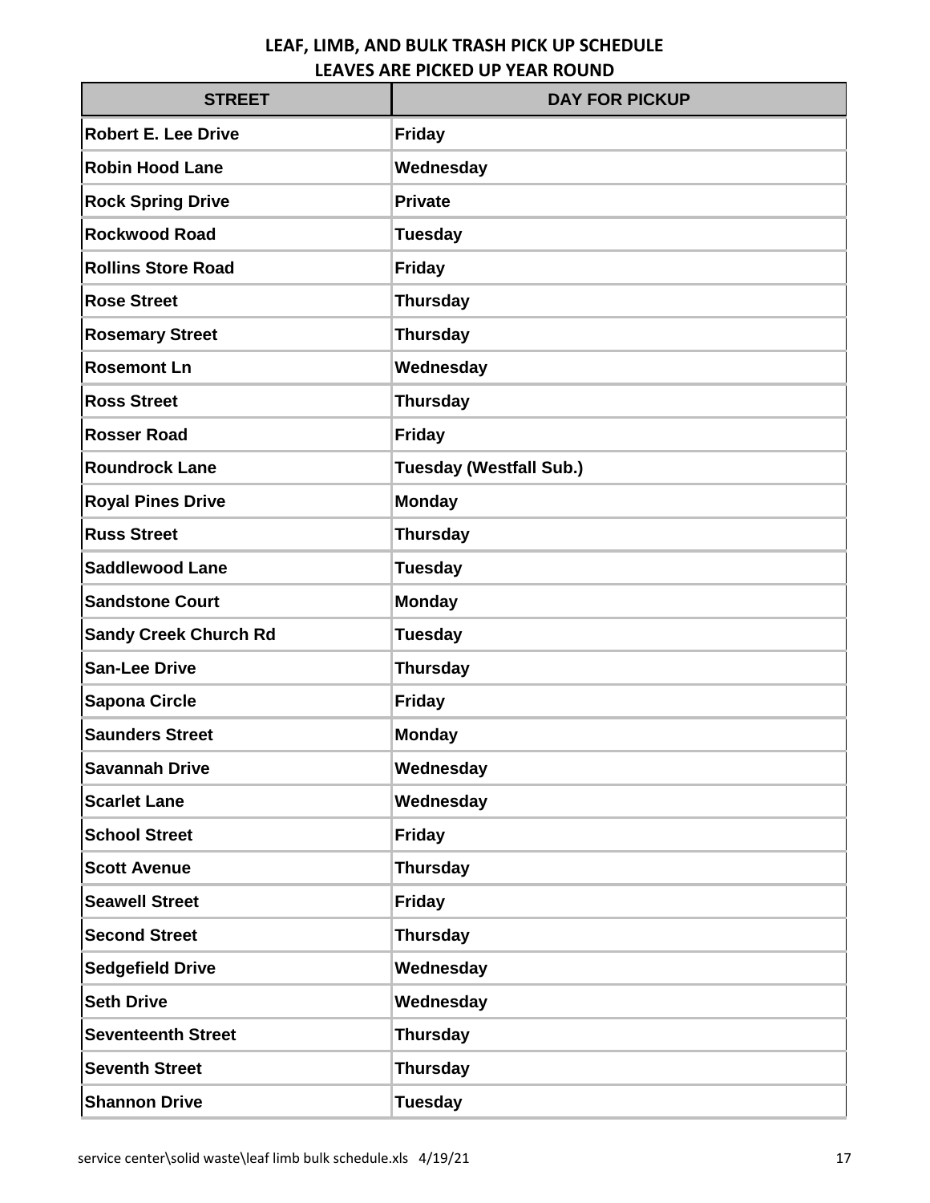# LEAF, LIMB, AND BULK TRASH PICK UP SCHEDULE
## LEAVES ARE PICKED UP YEAR ROUND

| STREET | DAY FOR PICKUP |
|---|---|
| Robert E. Lee Drive | Friday |
| Robin Hood Lane | Wednesday |
| Rock Spring Drive | Private |
| Rockwood Road | Tuesday |
| Rollins Store Road | Friday |
| Rose Street | Thursday |
| Rosemary Street | Thursday |
| Rosemont Ln | Wednesday |
| Ross Street | Thursday |
| Rosser Road | Friday |
| Roundrock Lane | Tuesday (Westfall Sub.) |
| Royal Pines Drive | Monday |
| Russ Street | Thursday |
| Saddlewood Lane | Tuesday |
| Sandstone Court | Monday |
| Sandy Creek Church Rd | Tuesday |
| San-Lee Drive | Thursday |
| Sapona Circle | Friday |
| Saunders Street | Monday |
| Savannah Drive | Wednesday |
| Scarlet Lane | Wednesday |
| School Street | Friday |
| Scott Avenue | Thursday |
| Seawell Street | Friday |
| Second Street | Thursday |
| Sedgefield Drive | Wednesday |
| Seth Drive | Wednesday |
| Seventeenth Street | Thursday |
| Seventh Street | Thursday |
| Shannon Drive | Tuesday |

service center\solid waste\leaf limb bulk schedule.xls 4/19/21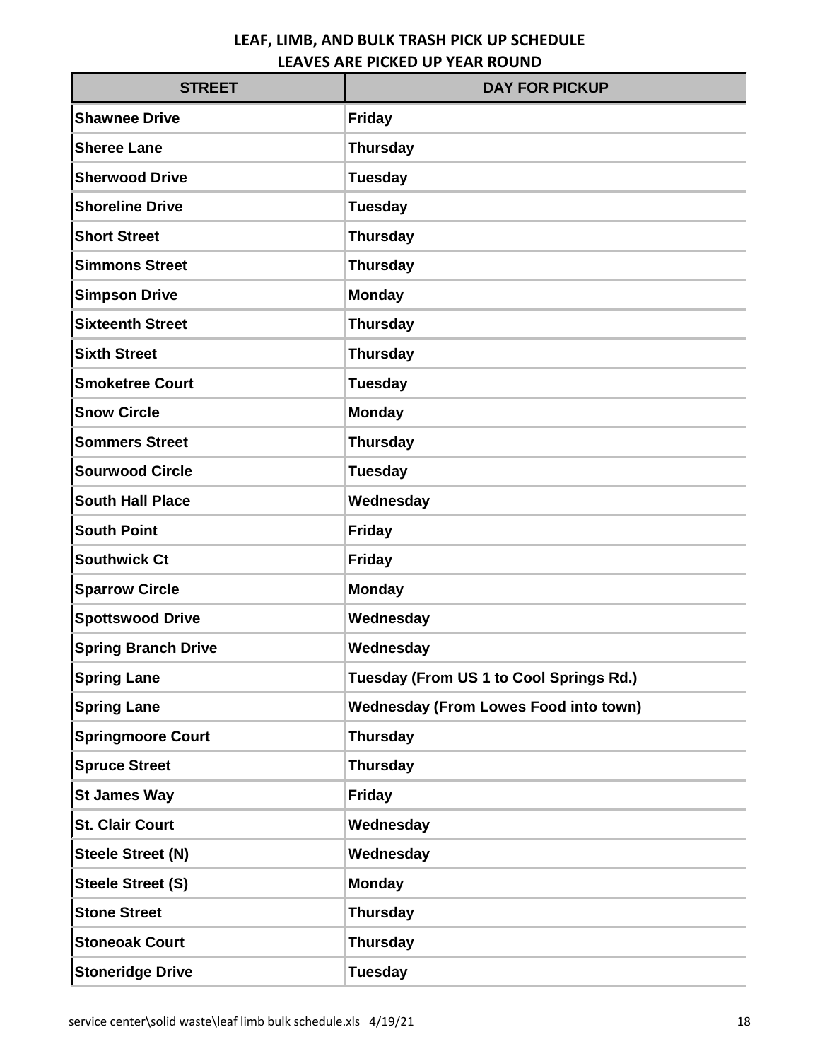# LEAF, LIMB, AND BULK TRASH PICK UP SCHEDULE
## LEAVES ARE PICKED UP YEAR ROUND

| STREET | DAY FOR PICKUP |
|---|---|
| Shawnee Drive | Friday |
| Sheree Lane | Thursday |
| Sherwood Drive | Tuesday |
| Shoreline Drive | Tuesday |
| Short Street | Thursday |
| Simmons Street | Thursday |
| Simpson Drive | Monday |
| Sixteenth Street | Thursday |
| Sixth Street | Thursday |
| Smoketree Court | Tuesday |
| Snow Circle | Monday |
| Sommers Street | Thursday |
| Sourwood Circle | Tuesday |
| South Hall Place | Wednesday |
| South Point | Friday |
| Southwick Ct | Friday |
| Sparrow Circle | Monday |
| Spottswood Drive | Wednesday |
| Spring Branch Drive | Wednesday |
| Spring Lane | Tuesday (From US 1 to Cool Springs Rd.) |
| Spring Lane | Wednesday (From Lowes Food into town) |
| Springmoore Court | Thursday |
| Spruce Street | Thursday |
| St James Way | Friday |
| St. Clair Court | Wednesday |
| Steele Street (N) | Wednesday |
| Steele Street (S) | Monday |
| Stone Street | Thursday |
| Stoneoak Court | Thursday |
| Stoneridge Drive | Tuesday |

service center\solid waste\leaf limb bulk schedule.xls 4/19/21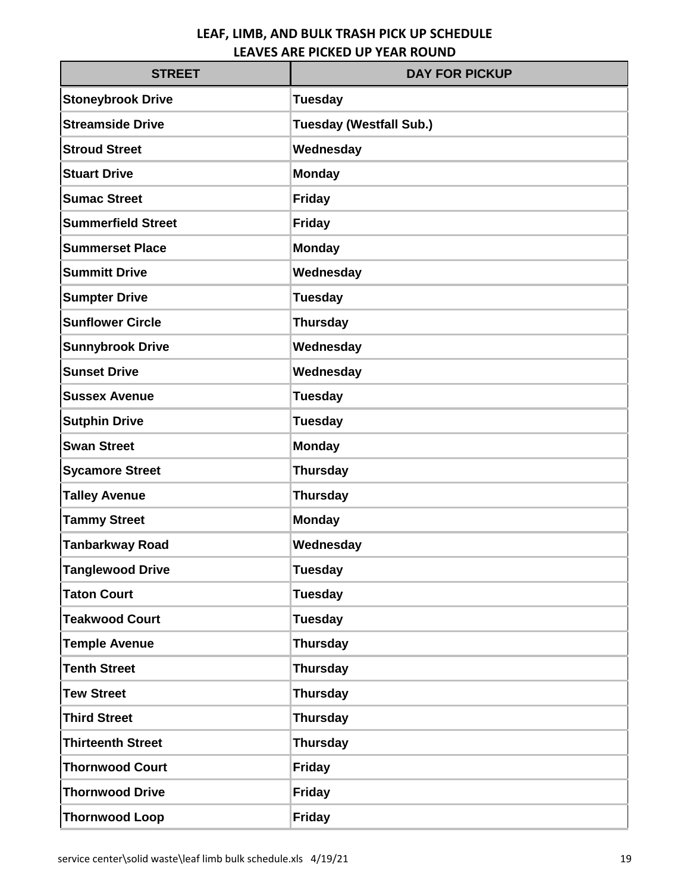# LEAF, LIMB, AND BULK TRASH PICK UP SCHEDULE
## LEAVES ARE PICKED UP YEAR ROUND

| STREET | DAY FOR PICKUP |
|---|---|
| Stoneybrook Drive | Tuesday |
| Streamside Drive | Tuesday (Westfall Sub.) |
| Stroud Street | Wednesday |
| Stuart Drive | Monday |
| Sumac Street | Friday |
| Summerfield Street | Friday |
| Summerset Place | Monday |
| Summitt Drive | Wednesday |
| Sumpter Drive | Tuesday |
| Sunflower Circle | Thursday |
| Sunnybrook Drive | Wednesday |
| Sunset Drive | Wednesday |
| Sussex Avenue | Tuesday |
| Sutphin Drive | Tuesday |
| Swan Street | Monday |
| Sycamore Street | Thursday |
| Talley Avenue | Thursday |
| Tammy Street | Monday |
| Tanbarkway Road | Wednesday |
| Tanglewood Drive | Tuesday |
| Taton Court | Tuesday |
| Teakwood Court | Tuesday |
| Temple Avenue | Thursday |
| Tenth Street | Thursday |
| Tew Street | Thursday |
| Third Street | Thursday |
| Thirteenth Street | Thursday |
| Thornwood Court | Friday |
| Thornwood Drive | Friday |
| Thornwood Loop | Friday |

service center\solid waste\leaf limb bulk schedule.xls 4/19/21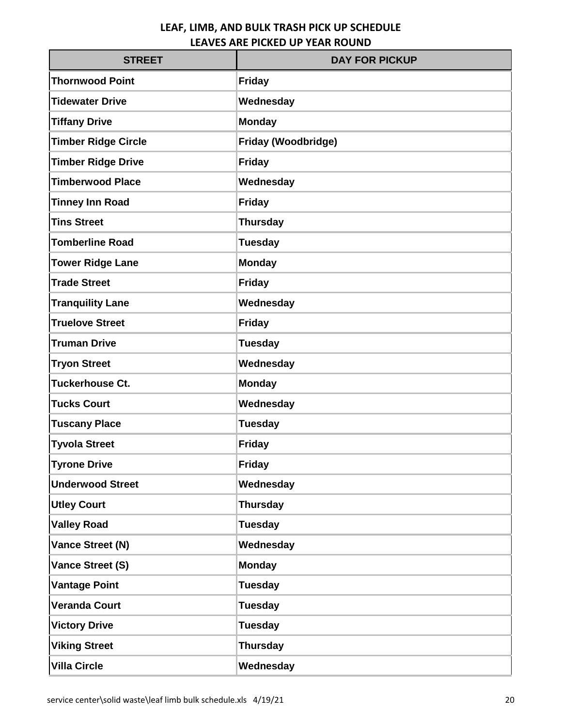# LEAF, LIMB, AND BULK TRASH PICK UP SCHEDULE
## LEAVES ARE PICKED UP YEAR ROUND

| STREET | DAY FOR PICKUP |
|---|---|
| Thornwood Point | Friday |
| Tidewater Drive | Wednesday |
| Tiffany Drive | Monday |
| Timber Ridge Circle | Friday (Woodbridge) |
| Timber Ridge Drive | Friday |
| Timberwood Place | Wednesday |
| Tinney Inn Road | Friday |
| Tins Street | Thursday |
| Tomberline Road | Tuesday |
| Tower Ridge Lane | Monday |
| Trade Street | Friday |
| Tranquility Lane | Wednesday |
| Truelove Street | Friday |
| Truman Drive | Tuesday |
| Tryon Street | Wednesday |
| Tuckerhouse Ct. | Monday |
| Tucks Court | Wednesday |
| Tuscany Place | Tuesday |
| Tyvola Street | Friday |
| Tyrone Drive | Friday |
| Underwood Street | Wednesday |
| Utley Court | Thursday |
| Valley Road | Tuesday |
| Vance Street (N) | Wednesday |
| Vance Street (S) | Monday |
| Vantage Point | Tuesday |
| Veranda Court | Tuesday |
| Victory Drive | Tuesday |
| Viking Street | Thursday |
| Villa Circle | Wednesday |

service center\solid waste\leaf limb bulk schedule.xls 4/19/21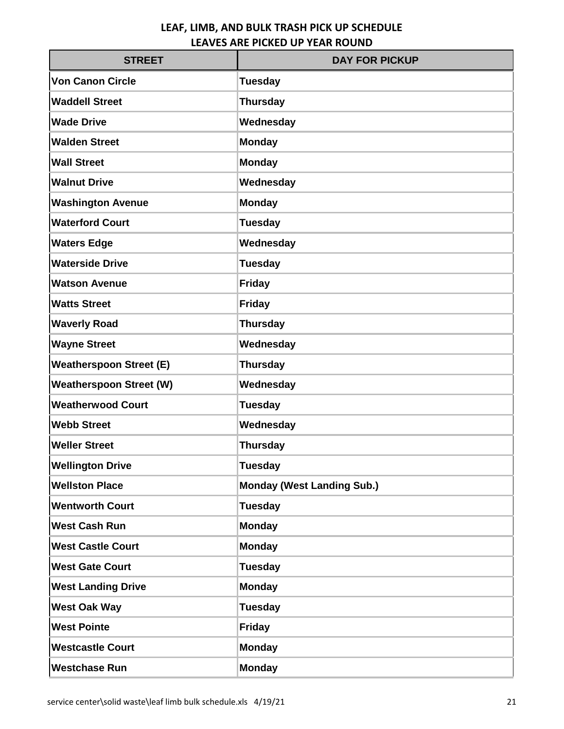## LEAF, LIMB, AND BULK TRASH PICK UP SCHEDULE
## LEAVES ARE PICKED UP YEAR ROUND

| STREET | DAY FOR PICKUP |
|---|---|
| Von Canon Circle | Tuesday |
| Waddell Street | Thursday |
| Wade Drive | Wednesday |
| Walden Street | Monday |
| Wall Street | Monday |
| Walnut Drive | Wednesday |
| Washington Avenue | Monday |
| Waterford Court | Tuesday |
| Waters Edge | Wednesday |
| Waterside Drive | Tuesday |
| Watson Avenue | Friday |
| Watts Street | Friday |
| Waverly Road | Thursday |
| Wayne Street | Wednesday |
| Weatherspoon Street (E) | Thursday |
| Weatherspoon Street (W) | Wednesday |
| Weatherwood Court | Tuesday |
| Webb Street | Wednesday |
| Weller Street | Thursday |
| Wellington Drive | Tuesday |
| Wellston Place | Monday (West Landing Sub.) |
| Wentworth Court | Tuesday |
| West Cash Run | Monday |
| West Castle Court | Monday |
| West Gate Court | Tuesday |
| West Landing Drive | Monday |
| West Oak Way | Tuesday |
| West Pointe | Friday |
| Westcastle Court | Monday |
| Westchase Run | Monday |

service center\solid waste\leaf limb bulk schedule.xls 4/19/21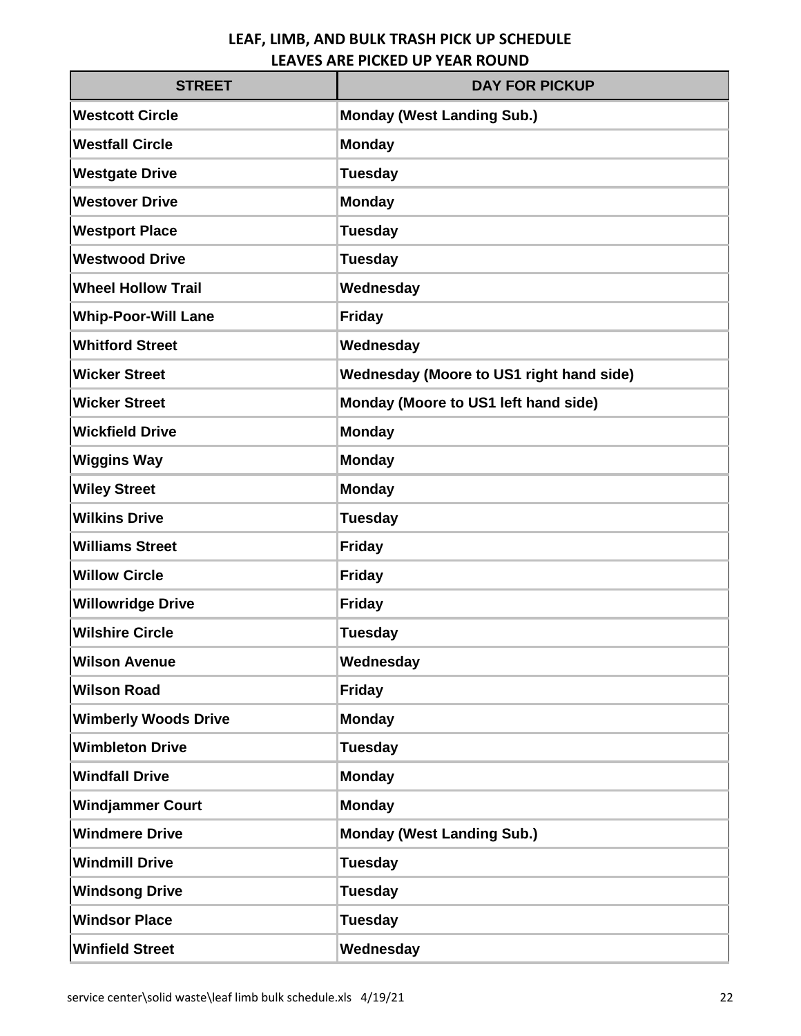## LEAF, LIMB, AND BULK TRASH PICK UP SCHEDULE
## LEAVES ARE PICKED UP YEAR ROUND

| STREET | DAY FOR PICKUP |
|---|---|
| **Westcott Circle** | **Monday (West Landing Sub.)** |
| **Westfall Circle** | **Monday** |
| **Westgate Drive** | **Tuesday** |
| **Westover Drive** | **Monday** |
| **Westport Place** | **Tuesday** |
| **Westwood Drive** | **Tuesday** |
| **Wheel Hollow Trail** | **Wednesday** |
| **Whip-Poor-Will Lane** | **Friday** |
| **Whitford Street** | **Wednesday** |
| **Wicker Street** | **Wednesday (Moore to US1 right hand side)** |
| **Wicker Street** | **Monday (Moore to US1 left hand side)** |
| **Wickfield Drive** | **Monday** |
| **Wiggins Way** | **Monday** |
| **Wiley Street** | **Monday** |
| **Wilkins Drive** | **Tuesday** |
| **Williams Street** | **Friday** |
| **Willow Circle** | **Friday** |
| **Willowridge Drive** | **Friday** |
| **Wilshire Circle** | **Tuesday** |
| **Wilson Avenue** | **Wednesday** |
| **Wilson Road** | **Friday** |
| **Wimberly Woods Drive** | **Monday** |
| **Wimbleton Drive** | **Tuesday** |
| **Windfall Drive** | **Monday** |
| **Windjammer Court** | **Monday** |
| **Windmere Drive** | **Monday (West Landing Sub.)** |
| **Windmill Drive** | **Tuesday** |
| **Windsong Drive** | **Tuesday** |
| **Windsor Place** | **Tuesday** |
| **Winfield Street** | **Wednesday** |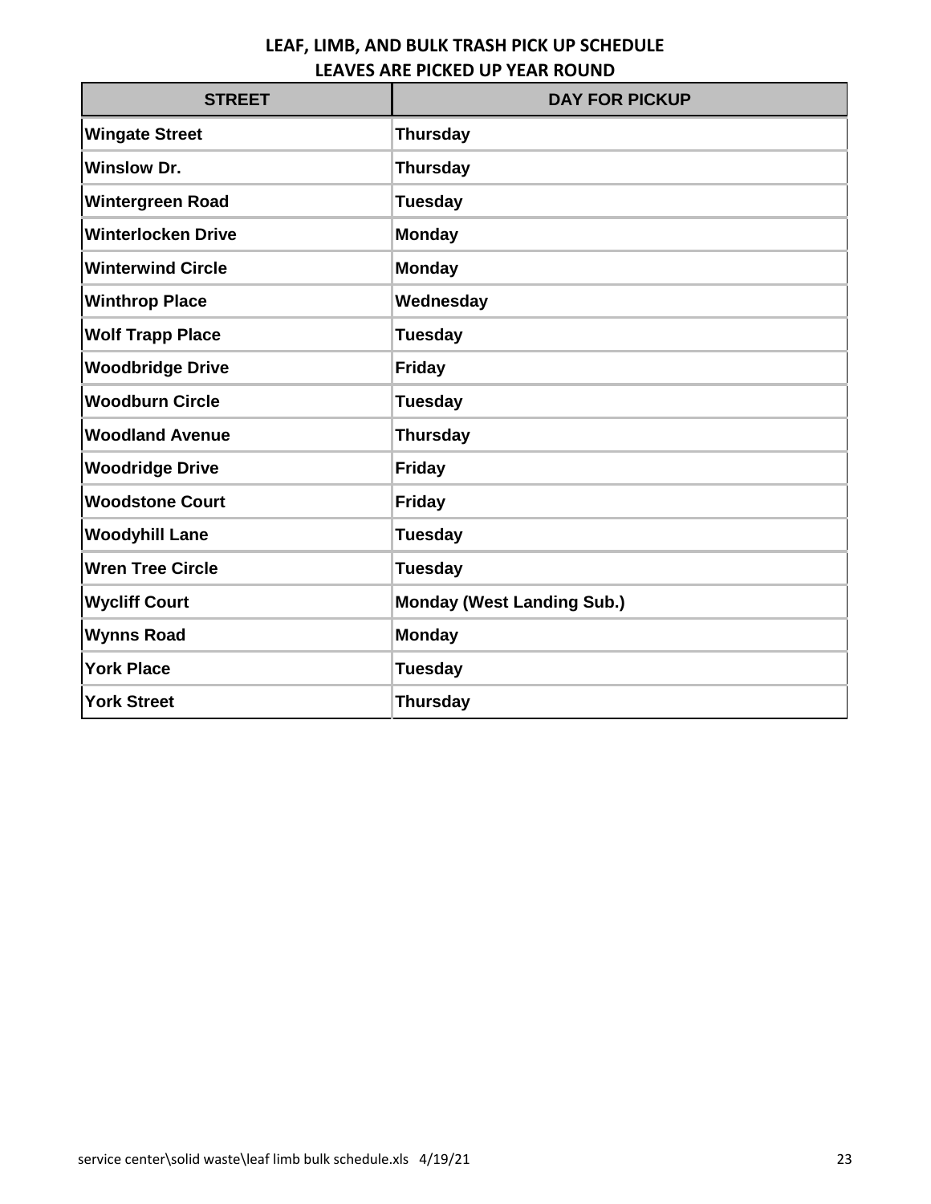# LEAF, LIMB, AND BULK TRASH PICK UP SCHEDULE
## LEAVES ARE PICKED UP YEAR ROUND

| STREET | DAY FOR PICKUP |
|---|---|
| Wingate Street | Thursday |
| Winslow Dr. | Thursday |
| Wintergreen Road | Tuesday |
| Winterlocken Drive | Monday |
| Winterwind Circle | Monday |
| Winthrop Place | Wednesday |
| Wolf Trapp Place | Tuesday |
| Woodbridge Drive | Friday |
| Woodburn Circle | Tuesday |
| Woodland Avenue | Thursday |
| Woodridge Drive | Friday |
| Woodstone Court | Friday |
| Woodyhill Lane | Tuesday |
| Wren Tree Circle | Tuesday |
| Wycliff Court | Monday (West Landing Sub.) |
| Wynns Road | Monday |
| York Place | Tuesday |
| York Street | Thursday |

service center\solid waste\leaf limb bulk schedule.xls 4/19/21